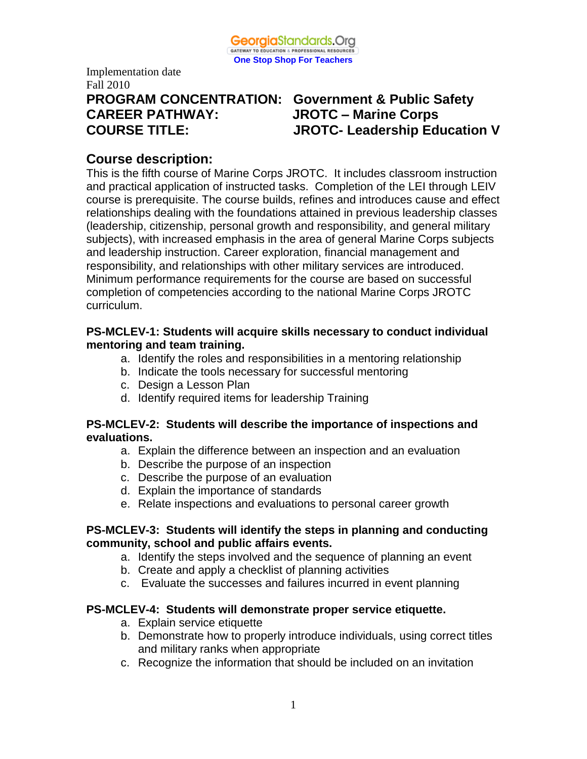GeorgiaStandards.Org
GATEWAY TO EDUCATION & PROFESSIONAL RESOURCES
One Stop Shop For Teachers

Implementation date
Fall 2010

**PROGRAM CONCENTRATION: Government & Public Safety**
**CAREER PATHWAY: JROTC – Marine Corps**
**COURSE TITLE: JROTC- Leadership Education V**

## Course description:

This is the fifth course of Marine Corps JROTC. It includes classroom instruction and practical application of instructed tasks. Completion of the LEI through LEIV course is prerequisite. The course builds, refines and introduces cause and effect relationships dealing with the foundations attained in previous leadership classes (leadership, citizenship, personal growth and responsibility, and general military subjects), with increased emphasis in the area of general Marine Corps subjects and leadership instruction. Career exploration, financial management and responsibility, and relationships with other military services are introduced. Minimum performance requirements for the course are based on successful completion of competencies according to the national Marine Corps JROTC curriculum.

**PS-MCLEV-1: Students will acquire skills necessary to conduct individual mentoring and team training.**

a. Identify the roles and responsibilities in a mentoring relationship
b. Indicate the tools necessary for successful mentoring
c. Design a Lesson Plan
d. Identify required items for leadership Training

**PS-MCLEV-2: Students will describe the importance of inspections and evaluations.**

a. Explain the difference between an inspection and an evaluation
b. Describe the purpose of an inspection
c. Describe the purpose of an evaluation
d. Explain the importance of standards
e. Relate inspections and evaluations to personal career growth

**PS-MCLEV-3: Students will identify the steps in planning and conducting community, school and public affairs events.**

a. Identify the steps involved and the sequence of planning an event
b. Create and apply a checklist of planning activities
c. Evaluate the successes and failures incurred in event planning

**PS-MCLEV-4: Students will demonstrate proper service etiquette.**

a. Explain service etiquette
b. Demonstrate how to properly introduce individuals, using correct titles and military ranks when appropriate
c. Recognize the information that should be included on an invitation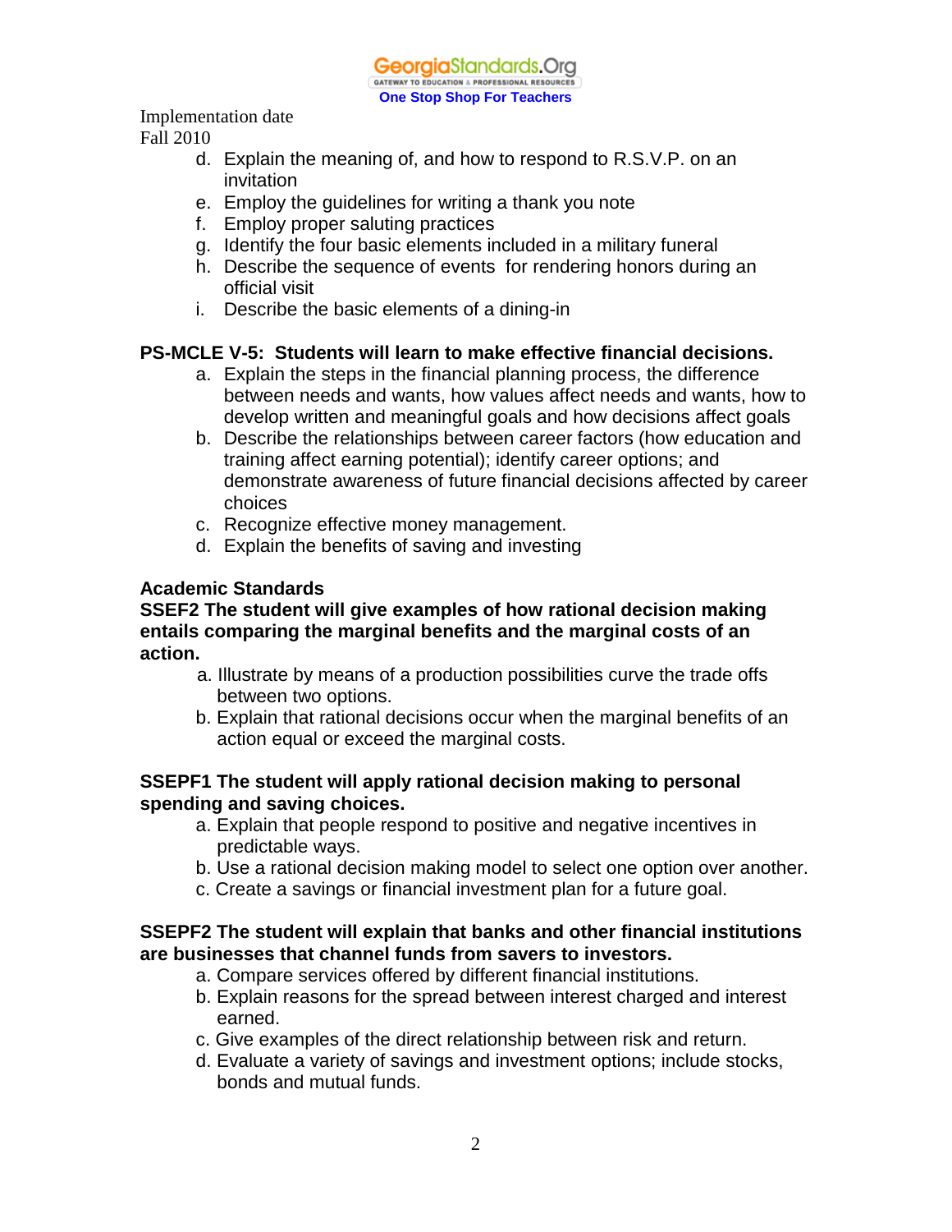Implementation date
Fall 2010

d. Explain the meaning of, and how to respond to R.S.V.P. on an invitation
e. Employ the guidelines for writing a thank you note
f. Employ proper saluting practices
g. Identify the four basic elements included in a military funeral
h. Describe the sequence of events for rendering honors during an official visit
i. Describe the basic elements of a dining-in

**PS-MCLE V-5: Students will learn to make effective financial decisions.**

a. Explain the steps in the financial planning process, the difference between needs and wants, how values affect needs and wants, how to develop written and meaningful goals and how decisions affect goals
b. Describe the relationships between career factors (how education and training affect earning potential); identify career options; and demonstrate awareness of future financial decisions affected by career choices
c. Recognize effective money management.
d. Explain the benefits of saving and investing

**Academic Standards**

**SSEF2 The student will give examples of how rational decision making entails comparing the marginal benefits and the marginal costs of an action.**

a. Illustrate by means of a production possibilities curve the trade offs between two options.
b. Explain that rational decisions occur when the marginal benefits of an action equal or exceed the marginal costs.

**SSEPF1 The student will apply rational decision making to personal spending and saving choices.**

a. Explain that people respond to positive and negative incentives in predictable ways.
b. Use a rational decision making model to select one option over another.
c. Create a savings or financial investment plan for a future goal.

**SSEPF2 The student will explain that banks and other financial institutions are businesses that channel funds from savers to investors.**

a. Compare services offered by different financial institutions.
b. Explain reasons for the spread between interest charged and interest earned.
c. Give examples of the direct relationship between risk and return.
d. Evaluate a variety of savings and investment options; include stocks, bonds and mutual funds.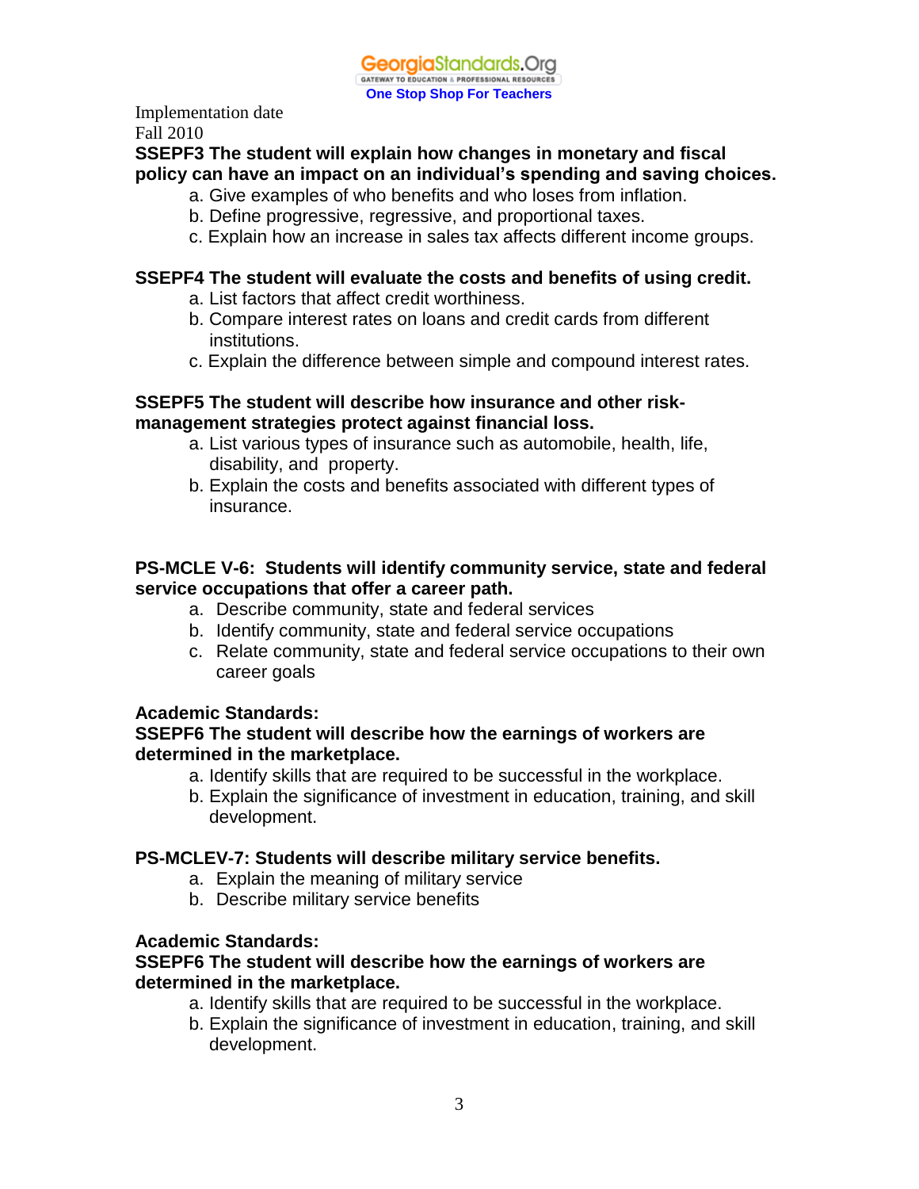Implementation date
Fall 2010

**SSEPF3 The student will explain how changes in monetary and fiscal policy can have an impact on an individual's spending and saving choices.**

a. Give examples of who benefits and who loses from inflation.
b. Define progressive, regressive, and proportional taxes.
c. Explain how an increase in sales tax affects different income groups.

**SSEPF4 The student will evaluate the costs and benefits of using credit.**

a. List factors that affect credit worthiness.
b. Compare interest rates on loans and credit cards from different institutions.
c. Explain the difference between simple and compound interest rates.

**SSEPF5 The student will describe how insurance and other risk-management strategies protect against financial loss.**

a. List various types of insurance such as automobile, health, life, disability, and property.
b. Explain the costs and benefits associated with different types of insurance.

**PS-MCLE V-6: Students will identify community service, state and federal service occupations that offer a career path.**

a. Describe community, state and federal services
b. Identify community, state and federal service occupations
c. Relate community, state and federal service occupations to their own career goals

**Academic Standards:**

**SSEPF6 The student will describe how the earnings of workers are determined in the marketplace.**

a. Identify skills that are required to be successful in the workplace.
b. Explain the significance of investment in education, training, and skill development.

**PS-MCLEV-7: Students will describe military service benefits.**

a. Explain the meaning of military service
b. Describe military service benefits

**Academic Standards:**

**SSEPF6 The student will describe how the earnings of workers are determined in the marketplace.**

a. Identify skills that are required to be successful in the workplace.
b. Explain the significance of investment in education, training, and skill development.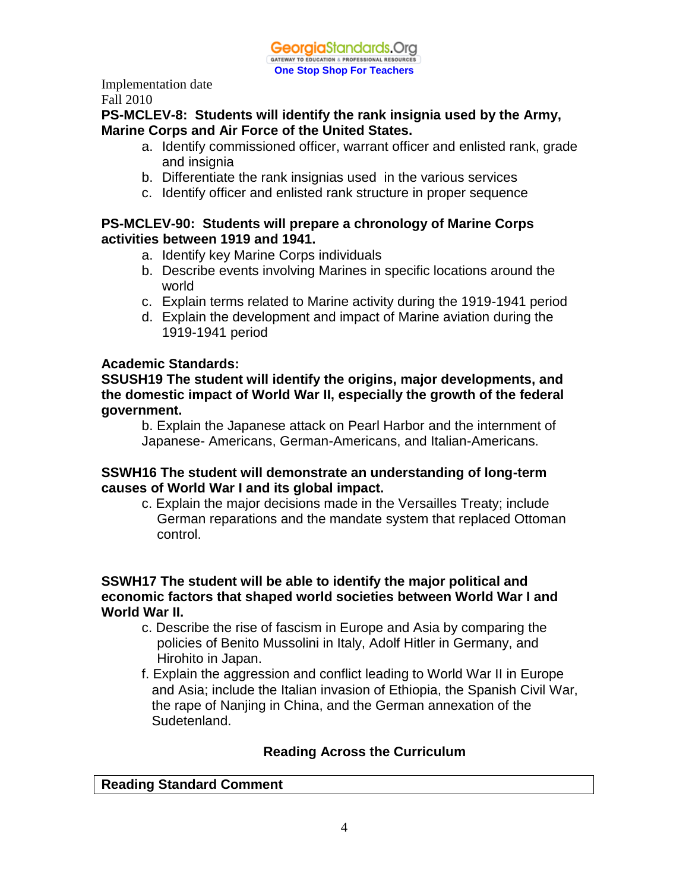Implementation date
Fall 2010

**PS-MCLEV-8: Students will identify the rank insignia used by the Army, Marine Corps and Air Force of the United States.**

a. Identify commissioned officer, warrant officer and enlisted rank, grade and insignia
b. Differentiate the rank insignias used in the various services
c. Identify officer and enlisted rank structure in proper sequence

**PS-MCLEV-90: Students will prepare a chronology of Marine Corps activities between 1919 and 1941.**

a. Identify key Marine Corps individuals
b. Describe events involving Marines in specific locations around the world
c. Explain terms related to Marine activity during the 1919-1941 period
d. Explain the development and impact of Marine aviation during the 1919-1941 period

**Academic Standards:**

**SSUSH19 The student will identify the origins, major developments, and the domestic impact of World War II, especially the growth of the federal government.**

b. Explain the Japanese attack on Pearl Harbor and the internment of Japanese- Americans, German-Americans, and Italian-Americans.

**SSWH16 The student will demonstrate an understanding of long-term causes of World War I and its global impact.**

c. Explain the major decisions made in the Versailles Treaty; include German reparations and the mandate system that replaced Ottoman control.

**SSWH17 The student will be able to identify the major political and economic factors that shaped world societies between World War I and World War II.**

c. Describe the rise of fascism in Europe and Asia by comparing the policies of Benito Mussolini in Italy, Adolf Hitler in Germany, and Hirohito in Japan.
f. Explain the aggression and conflict leading to World War II in Europe and Asia; include the Italian invasion of Ethiopia, the Spanish Civil War, the rape of Nanjing in China, and the German annexation of the Sudetenland.

## Reading Across the Curriculum

| Reading Standard Comment |
| --- |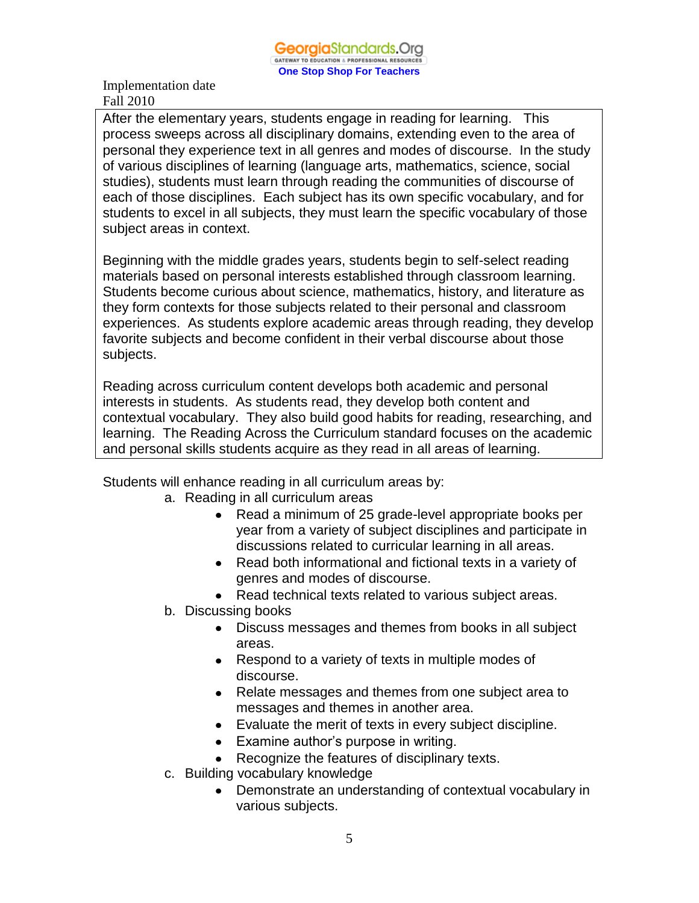Implementation date
Fall 2010

After the elementary years, students engage in reading for learning. This process sweeps across all disciplinary domains, extending even to the area of personal they experience text in all genres and modes of discourse. In the study of various disciplines of learning (language arts, mathematics, science, social studies), students must learn through reading the communities of discourse of each of those disciplines. Each subject has its own specific vocabulary, and for students to excel in all subjects, they must learn the specific vocabulary of those subject areas in context.

Beginning with the middle grades years, students begin to self-select reading materials based on personal interests established through classroom learning. Students become curious about science, mathematics, history, and literature as they form contexts for those subjects related to their personal and classroom experiences. As students explore academic areas through reading, they develop favorite subjects and become confident in their verbal discourse about those subjects.

Reading across curriculum content develops both academic and personal interests in students. As students read, they develop both content and contextual vocabulary. They also build good habits for reading, researching, and learning. The Reading Across the Curriculum standard focuses on the academic and personal skills students acquire as they read in all areas of learning.

Students will enhance reading in all curriculum areas by:

a. Reading in all curriculum areas
   - Read a minimum of 25 grade-level appropriate books per year from a variety of subject disciplines and participate in discussions related to curricular learning in all areas.
   - Read both informational and fictional texts in a variety of genres and modes of discourse.
   - Read technical texts related to various subject areas.

b. Discussing books
   - Discuss messages and themes from books in all subject areas.
   - Respond to a variety of texts in multiple modes of discourse.
   - Relate messages and themes from one subject area to messages and themes in another area.
   - Evaluate the merit of texts in every subject discipline.
   - Examine author's purpose in writing.
   - Recognize the features of disciplinary texts.

c. Building vocabulary knowledge
   - Demonstrate an understanding of contextual vocabulary in various subjects.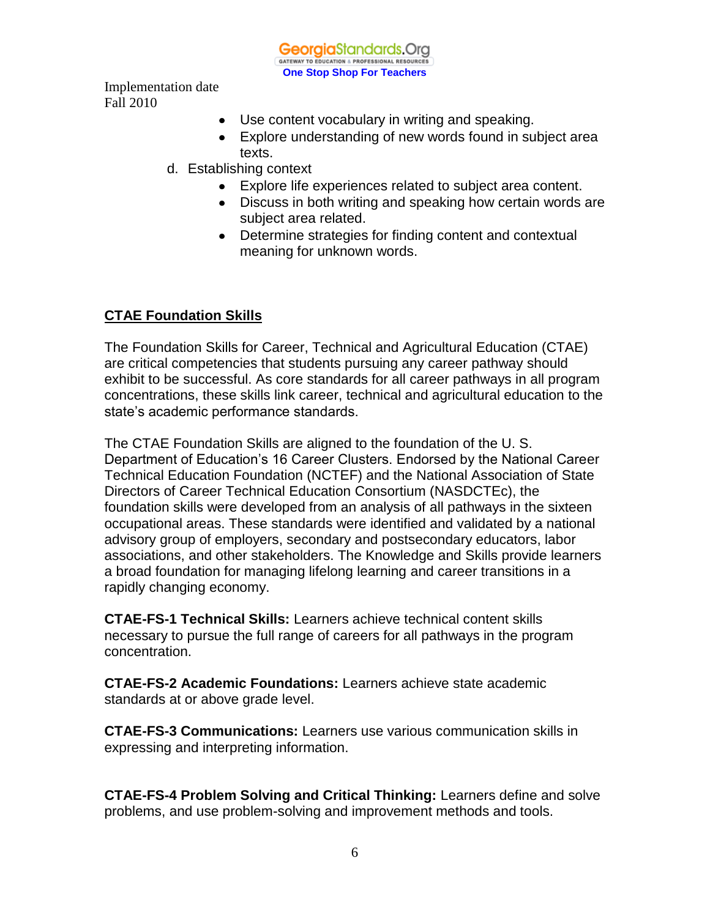- Use content vocabulary in writing and speaking.
- Explore understanding of new words found in subject area texts.

d. Establishing context

- Explore life experiences related to subject area content.
- Discuss in both writing and speaking how certain words are subject area related.
- Determine strategies for finding content and contextual meaning for unknown words.

## CTAE Foundation Skills

The Foundation Skills for Career, Technical and Agricultural Education (CTAE) are critical competencies that students pursuing any career pathway should exhibit to be successful. As core standards for all career pathways in all program concentrations, these skills link career, technical and agricultural education to the state's academic performance standards.

The CTAE Foundation Skills are aligned to the foundation of the U. S. Department of Education's 16 Career Clusters. Endorsed by the National Career Technical Education Foundation (NCTEF) and the National Association of State Directors of Career Technical Education Consortium (NASDCTEc), the foundation skills were developed from an analysis of all pathways in the sixteen occupational areas. These standards were identified and validated by a national advisory group of employers, secondary and postsecondary educators, labor associations, and other stakeholders. The Knowledge and Skills provide learners a broad foundation for managing lifelong learning and career transitions in a rapidly changing economy.

**CTAE-FS-1 Technical Skills:** Learners achieve technical content skills necessary to pursue the full range of careers for all pathways in the program concentration.

**CTAE-FS-2 Academic Foundations:** Learners achieve state academic standards at or above grade level.

**CTAE-FS-3 Communications:** Learners use various communication skills in expressing and interpreting information.

**CTAE-FS-4 Problem Solving and Critical Thinking:** Learners define and solve problems, and use problem-solving and improvement methods and tools.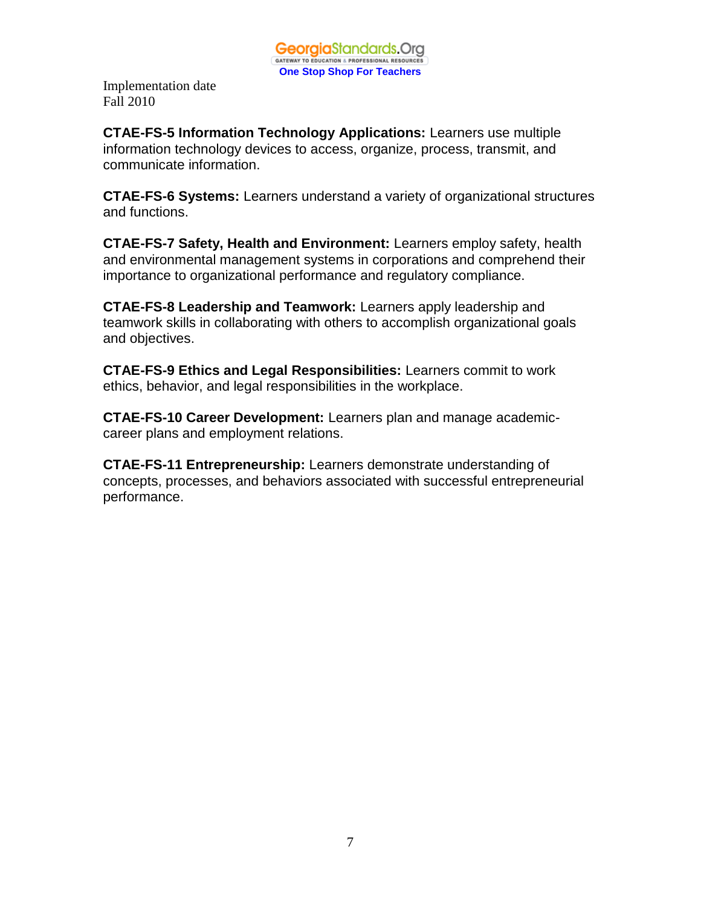Implementation date
Fall 2010

**CTAE-FS-5 Information Technology Applications:** Learners use multiple information technology devices to access, organize, process, transmit, and communicate information.

**CTAE-FS-6 Systems:** Learners understand a variety of organizational structures and functions.

**CTAE-FS-7 Safety, Health and Environment:** Learners employ safety, health and environmental management systems in corporations and comprehend their importance to organizational performance and regulatory compliance.

**CTAE-FS-8 Leadership and Teamwork:** Learners apply leadership and teamwork skills in collaborating with others to accomplish organizational goals and objectives.

**CTAE-FS-9 Ethics and Legal Responsibilities:** Learners commit to work ethics, behavior, and legal responsibilities in the workplace.

**CTAE-FS-10 Career Development:** Learners plan and manage academic-career plans and employment relations.

**CTAE-FS-11 Entrepreneurship:** Learners demonstrate understanding of concepts, processes, and behaviors associated with successful entrepreneurial performance.